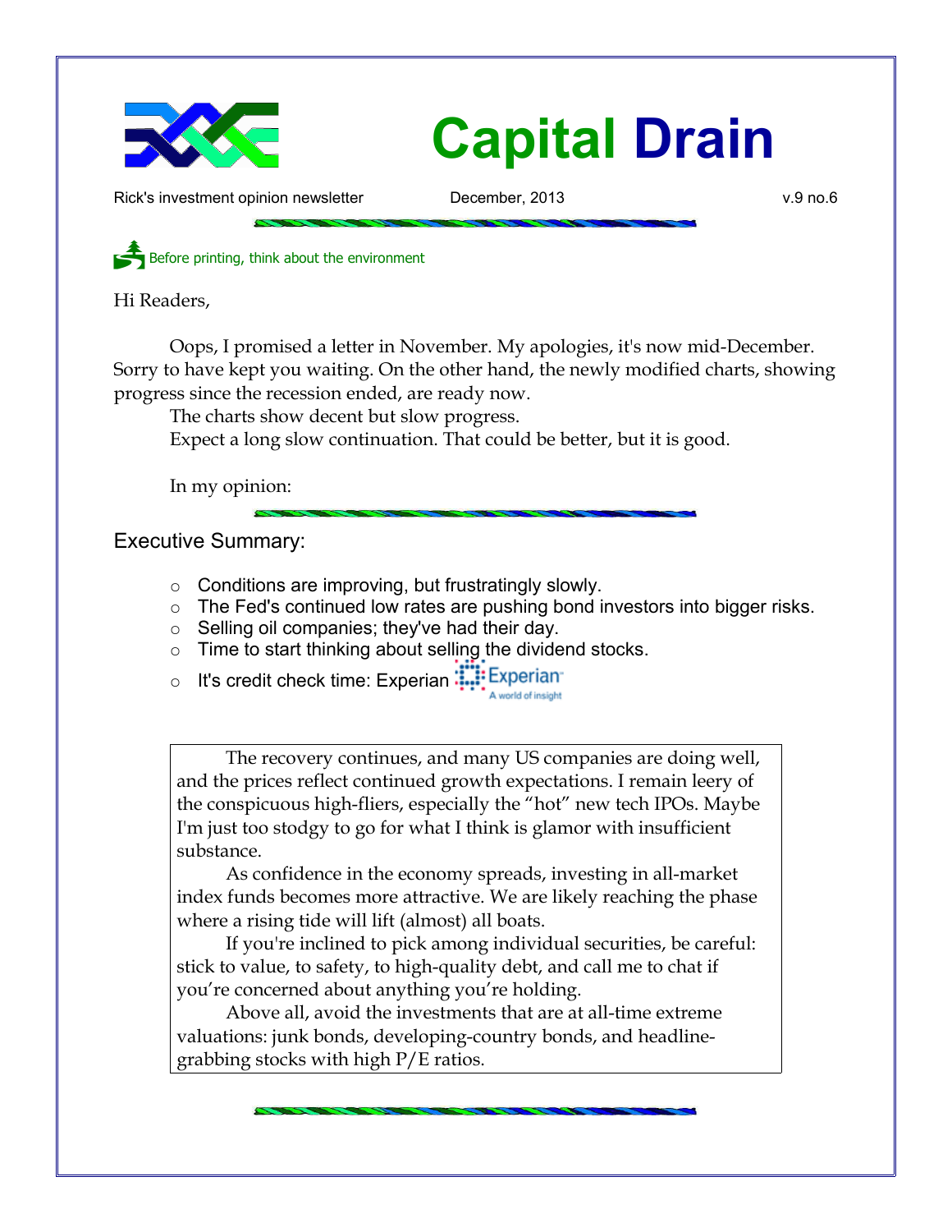# Capital Drain

Rick's investment opinion newsletter December, 2013 v.9 no.6

Before printing, think about the environment

Hi Readers,

Oops, I promised a letter in November. My apologies, it's now mid-December. Sorry to have kept you waiting. On the other hand, the newly modified charts, showing progress since the recession ended, are ready now.

The charts show decent but slow progress.

Expect a long slow continuation. That could be better, but it is good.

In my opinion:

## Executive Summary:

- Conditions are improving, but frustratingly slowly.
- The Fed's continued low rates are pushing bond investors into bigger risks.
- Selling oil companies; they've had their day.
- Time to start thinking about selling the dividend stocks.
- It's credit check time: Experian

The recovery continues, and many US companies are doing well, and the prices reflect continued growth expectations. I remain leery of the conspicuous high-fliers, especially the "hot" new tech IPOs. Maybe I'm just too stodgy to go for what I think is glamor with insufficient substance.

As confidence in the economy spreads, investing in all-market index funds becomes more attractive. We are likely reaching the phase where a rising tide will lift (almost) all boats.

If you're inclined to pick among individual securities, be careful: stick to value, to safety, to high-quality debt, and call me to chat if you're concerned about anything you're holding.

Above all, avoid the investments that are at all-time extreme valuations: junk bonds, developing-country bonds, and headline-grabbing stocks with high P/E ratios.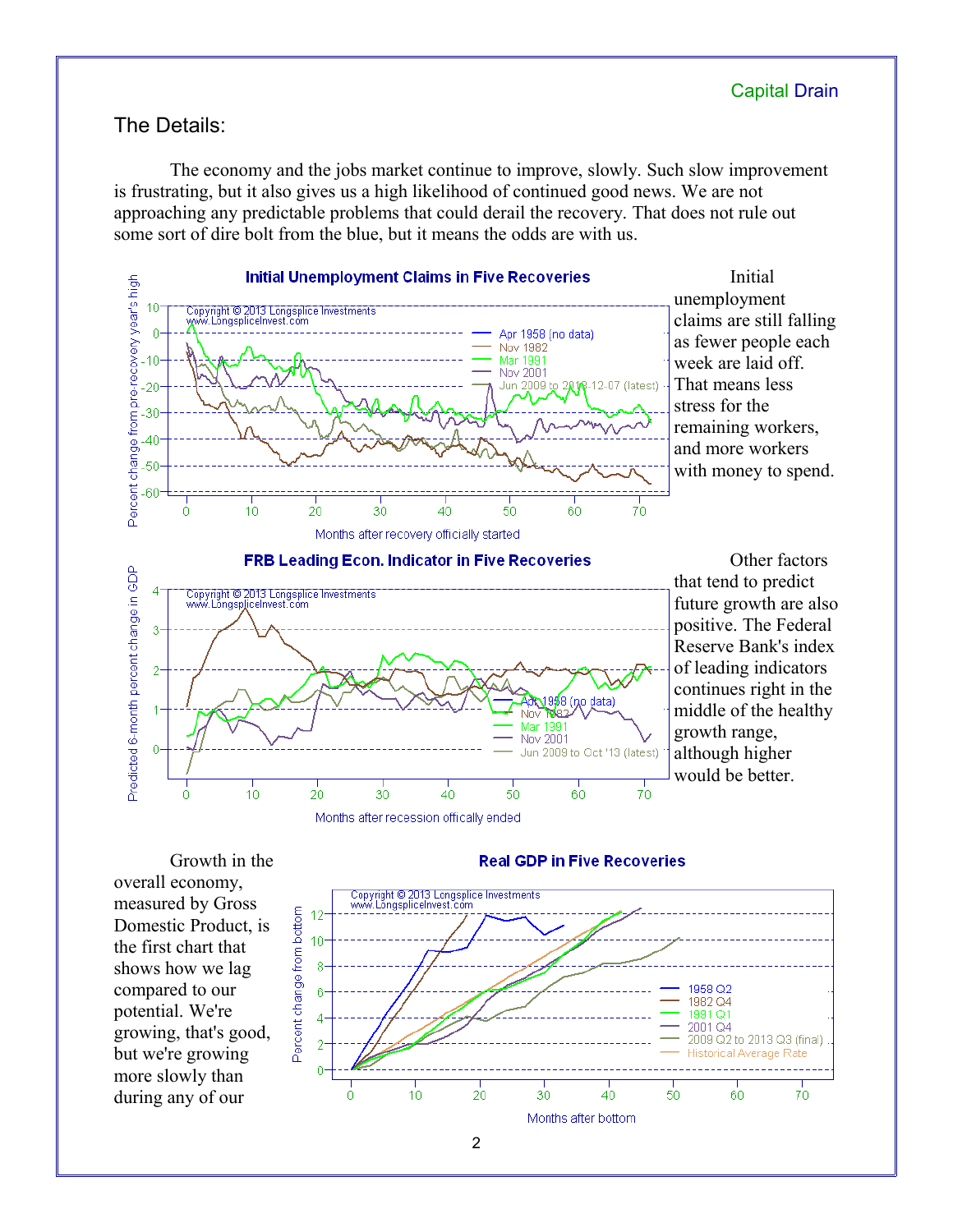## The Details:

The economy and the jobs market continue to improve, slowly. Such slow improvement is frustrating, but it also gives us a high likelihood of continued good news. We are not approaching any predictable problems that could derail the recovery. That does not rule out some sort of dire bolt from the blue, but it means the odds are with us.

Initial unemployment claims are still falling as fewer people each week are laid off. That means less stress for the remaining workers, and more workers with money to spend.

Other factors that tend to predict future growth are also positive. The Federal Reserve Bank's index of leading indicators continues right in the middle of the healthy growth range, although higher would be better.

Growth in the overall economy, measured by Gross Domestic Product, is the first chart that shows how we lag compared to our potential. We're growing, that's good, but we're growing more slowly than during any of our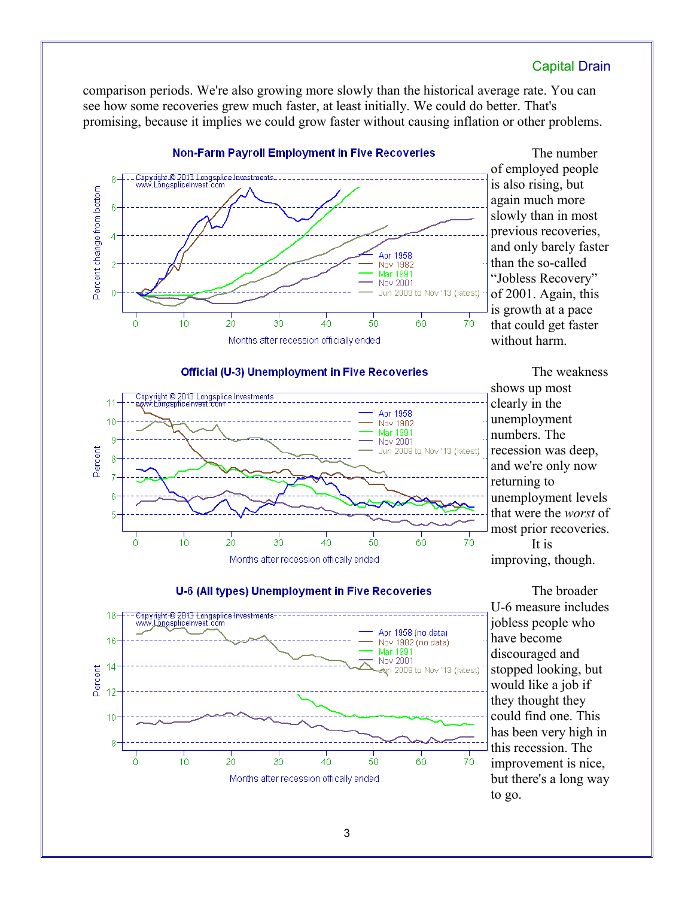comparison periods. We're also growing more slowly than the historical average rate. You can see how some recoveries grew much faster, at least initially. We could do better. That's promising, because it implies we could grow faster without causing inflation or other problems.

**Non-Farm Payroll Employment in Five Recoveries**

The number of employed people is also rising, but again much more slowly than in most previous recoveries, and only barely faster than the so-called "Jobless Recovery" of 2001. Again, this is growth at a pace that could get faster without harm.

**Official (U-3) Unemployment in Five Recoveries**

The weakness shows up most clearly in the unemployment numbers. The recession was deep, and we're only now returning to unemployment levels that were the *worst* of most prior recoveries.

It is improving, though.

**U-6 (All types) Unemployment in Five Recoveries**

The broader U-6 measure includes jobless people who have become discouraged and stopped looking, but would like a job if they thought they could find one. This has been very high in this recession. The improvement is nice, but there's a long way to go.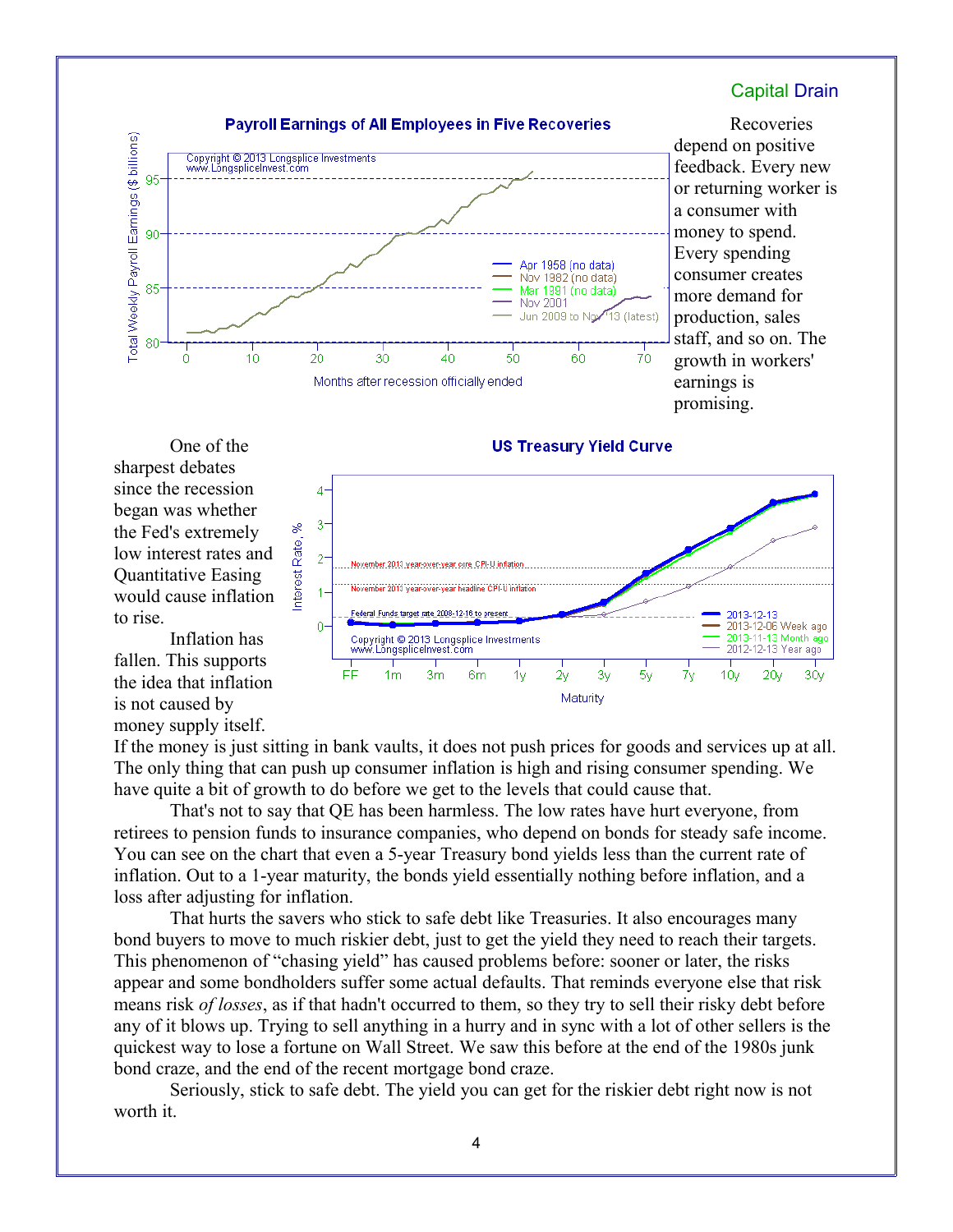## Capital Drain

**Payroll Earnings of All Employees in Five Recoveries**

Recoveries depend on positive feedback. Every new or returning worker is a consumer with money to spend. Every spending consumer creates more demand for production, sales staff, and so on. The growth in workers' earnings is promising.

**US Treasury Yield Curve**

One of the sharpest debates since the recession began was whether the Fed's extremely low interest rates and Quantitative Easing would cause inflation to rise.

Inflation has fallen. This supports the idea that inflation is not caused by money supply itself. If the money is just sitting in bank vaults, it does not push prices for goods and services up at all. The only thing that can push up consumer inflation is high and rising consumer spending. We have quite a bit of growth to do before we get to the levels that could cause that.

That's not to say that QE has been harmless. The low rates have hurt everyone, from retirees to pension funds to insurance companies, who depend on bonds for steady safe income. You can see on the chart that even a 5-year Treasury bond yields less than the current rate of inflation. Out to a 1-year maturity, the bonds yield essentially nothing before inflation, and a loss after adjusting for inflation.

That hurts the savers who stick to safe debt like Treasuries. It also encourages many bond buyers to move to much riskier debt, just to get the yield they need to reach their targets. This phenomenon of "chasing yield" has caused problems before: sooner or later, the risks appear and some bondholders suffer some actual defaults. That reminds everyone else that risk means risk *of losses*, as if that hadn't occurred to them, so they try to sell their risky debt before any of it blows up. Trying to sell anything in a hurry and in sync with a lot of other sellers is the quickest way to lose a fortune on Wall Street. We saw this before at the end of the 1980s junk bond craze, and the end of the recent mortgage bond craze.

Seriously, stick to safe debt. The yield you can get for the riskier debt right now is not worth it.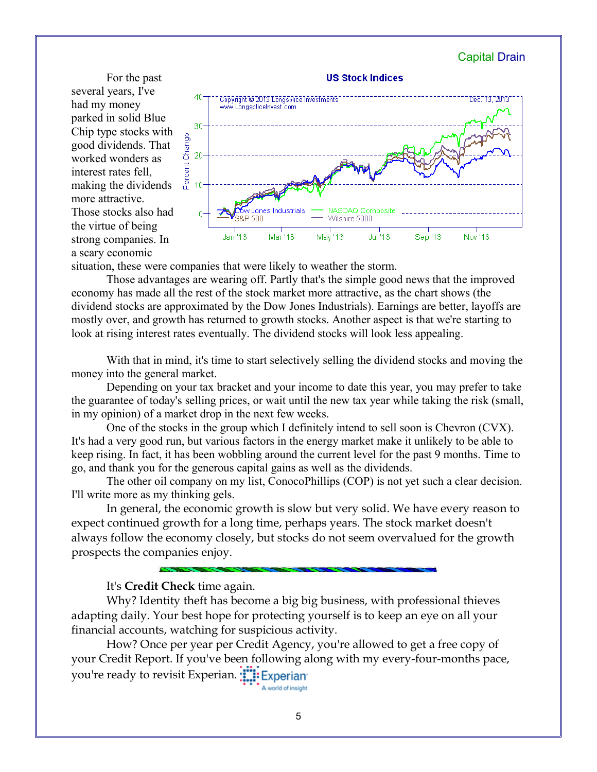For the past several years, I've had my money parked in solid Blue Chip type stocks with good dividends. That worked wonders as interest rates fell, making the dividends more attractive. Those stocks also had the virtue of being strong companies. In a scary economic situation, these were companies that were likely to weather the storm.

Those advantages are wearing off. Partly that's the simple good news that the improved economy has made all the rest of the stock market more attractive, as the chart shows (the dividend stocks are approximated by the Dow Jones Industrials). Earnings are better, layoffs are mostly over, and growth has returned to growth stocks. Another aspect is that we're starting to look at rising interest rates eventually. The dividend stocks will look less appealing.

With that in mind, it's time to start selectively selling the dividend stocks and moving the money into the general market.

Depending on your tax bracket and your income to date this year, you may prefer to take the guarantee of today's selling prices, or wait until the new tax year while taking the risk (small, in my opinion) of a market drop in the next few weeks.

One of the stocks in the group which I definitely intend to sell soon is Chevron (CVX). It's had a very good run, but various factors in the energy market make it unlikely to be able to keep rising. In fact, it has been wobbling around the current level for the past 9 months. Time to go, and thank you for the generous capital gains as well as the dividends.

The other oil company on my list, ConocoPhillips (COP) is not yet such a clear decision. I'll write more as my thinking gels.

In general, the economic growth is slow but very solid. We have every reason to expect continued growth for a long time, perhaps years. The stock market doesn't always follow the economy closely, but stocks do not seem overvalued for the growth prospects the companies enjoy.

---

It's **Credit Check** time again.

Why? Identity theft has become a big big business, with professional thieves adapting daily. Your best hope for protecting yourself is to keep an eye on all your financial accounts, watching for suspicious activity.

How? Once per year per Credit Agency, you're allowed to get a free copy of your Credit Report. If you've been following along with my every-four-months pace, you're ready to revisit Experian.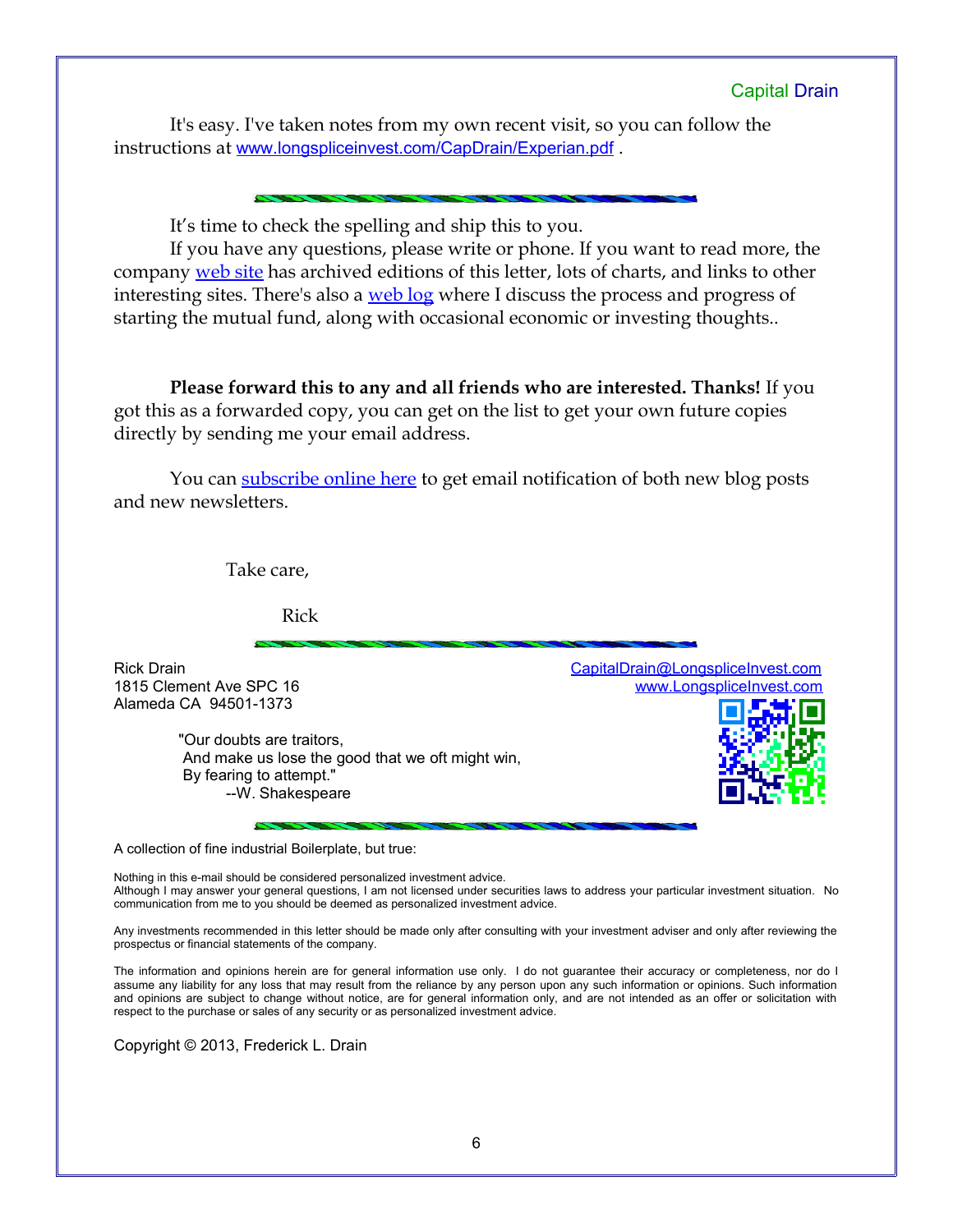It's easy. I've taken notes from my own recent visit, so you can follow the instructions at www.longspliceinvest.com/CapDrain/Experian.pdf .

It's time to check the spelling and ship this to you.

If you have any questions, please write or phone. If you want to read more, the company web site has archived editions of this letter, lots of charts, and links to other interesting sites. There's also a web log where I discuss the process and progress of starting the mutual fund, along with occasional economic or investing thoughts..

**Please forward this to any and all friends who are interested. Thanks!** If you got this as a forwarded copy, you can get on the list to get your own future copies directly by sending me your email address.

You can subscribe online here to get email notification of both new blog posts and new newsletters.

Take care,

Rick

Rick Drain
1815 Clement Ave SPC 16
Alameda CA 94501-1373

CapitalDrain@LongspliceInvest.com
www.LongspliceInvest.com

> "Our doubts are traitors,
> And make us lose the good that we oft might win,
> By fearing to attempt."
> --W. Shakespeare

A collection of fine industrial Boilerplate, but true:

Nothing in this e-mail should be considered personalized investment advice.
Although I may answer your general questions, I am not licensed under securities laws to address your particular investment situation. No communication from me to you should be deemed as personalized investment advice.

Any investments recommended in this letter should be made only after consulting with your investment adviser and only after reviewing the prospectus or financial statements of the company.

The information and opinions herein are for general information use only. I do not guarantee their accuracy or completeness, nor do I assume any liability for any loss that may result from the reliance by any person upon any such information or opinions. Such information and opinions are subject to change without notice, are for general information only, and are not intended as an offer or solicitation with respect to the purchase or sales of any security or as personalized investment advice.

Copyright © 2013, Frederick L. Drain